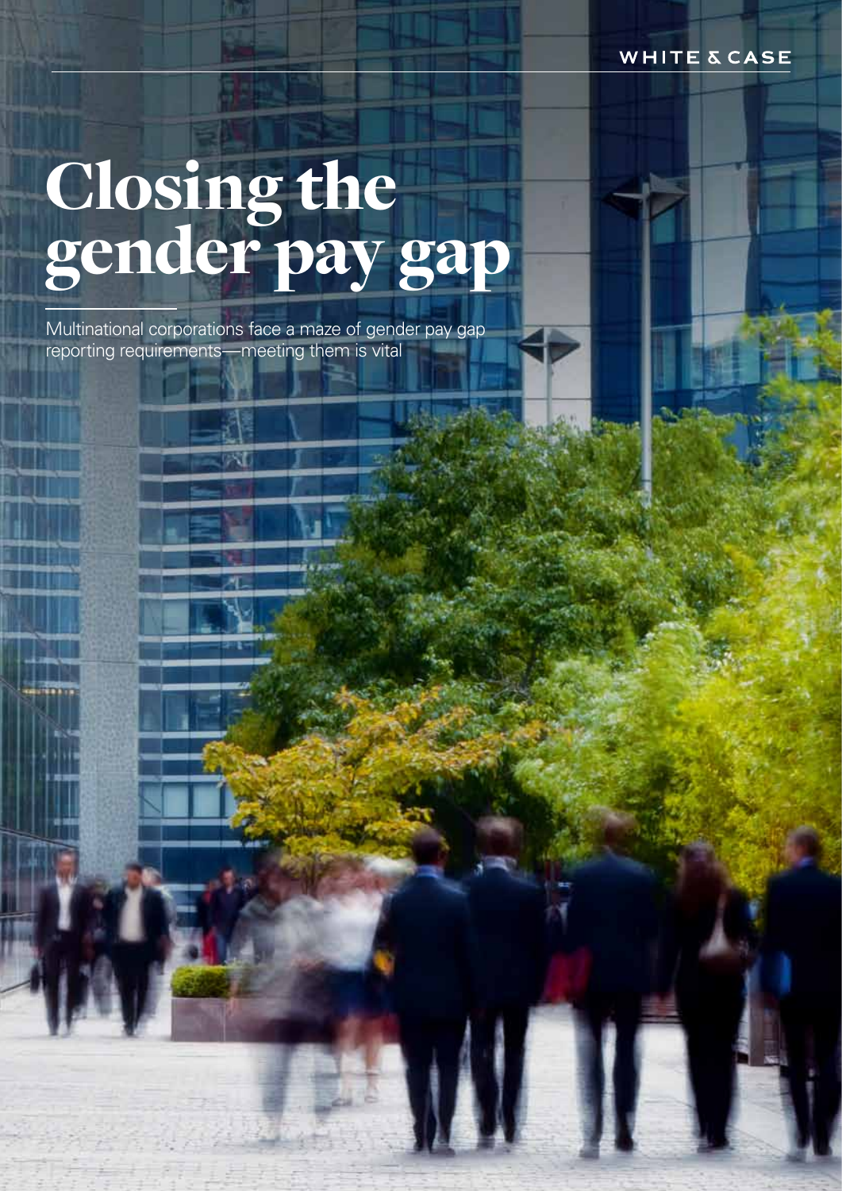WHITE & CASE

# Closing the gender pay gap

Multinational corporations face a maze of gender pay gap reporting requirements—meeting them is vital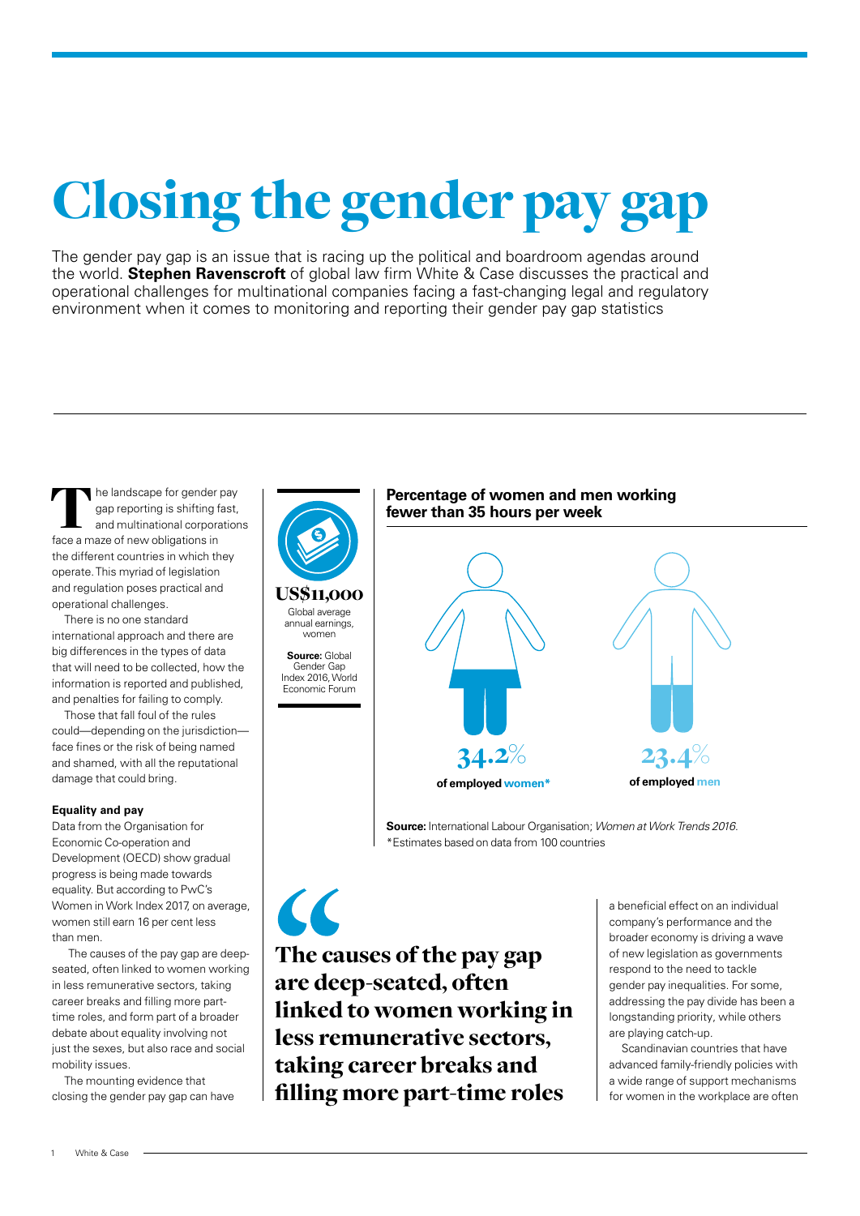# Closing the gender pay gap

The gender pay gap is an issue that is racing up the political and boardroom agendas around the world. **Stephen Ravenscroft** of global law firm White & Case discusses the practical and operational challenges for multinational companies facing a fast-changing legal and regulatory environment when it comes to monitoring and reporting their gender pay gap statistics

The landscape for gender pay gap reporting is shifting fast, and multinational corporations face a maze of new obligations in the different countries in which they operate. This myriad of legislation and regulation poses practical and operational challenges.

There is no one standard international approach and there are big differences in the types of data that will need to be collected, how the information is reported and published, and penalties for failing to comply.

Those that fall foul of the rules could—depending on the jurisdiction—face fines or the risk of being named and shamed, with all the reputational damage that could bring.

### Equality and pay

Data from the Organisation for Economic Co-operation and Development (OECD) show gradual progress is being made towards equality. But according to PwC's Women in Work Index 2017, on average, women still earn 16 per cent less than men.

The causes of the pay gap are deep-seated, often linked to women working in less remunerative sectors, taking career breaks and filling more part-time roles, and form part of a broader debate about equality involving not just the sexes, but also race and social mobility issues.

The mounting evidence that closing the gender pay gap can have a beneficial effect on an individual company's performance and the broader economy is driving a wave of new legislation as governments respond to the need to tackle gender pay inequalities. For some, addressing the pay divide has been a longstanding priority, while others are playing catch-up.

Scandinavian countries that have advanced family-friendly policies with a wide range of support mechanisms for women in the workplace are often

**US$11,000**

Global average annual earnings, women

**Source:** Global Gender Gap Index 2016, World Economic Forum

**Percentage of women and men working fewer than 35 hours per week**

**34.2%** of employed women*

**23.4%** of employed men

**Source:** International Labour Organisation; *Women at Work Trends 2016*.
*Estimates based on data from 100 countries

> **The causes of the pay gap are deep-seated, often linked to women working in less remunerative sectors, taking career breaks and filling more part-time roles**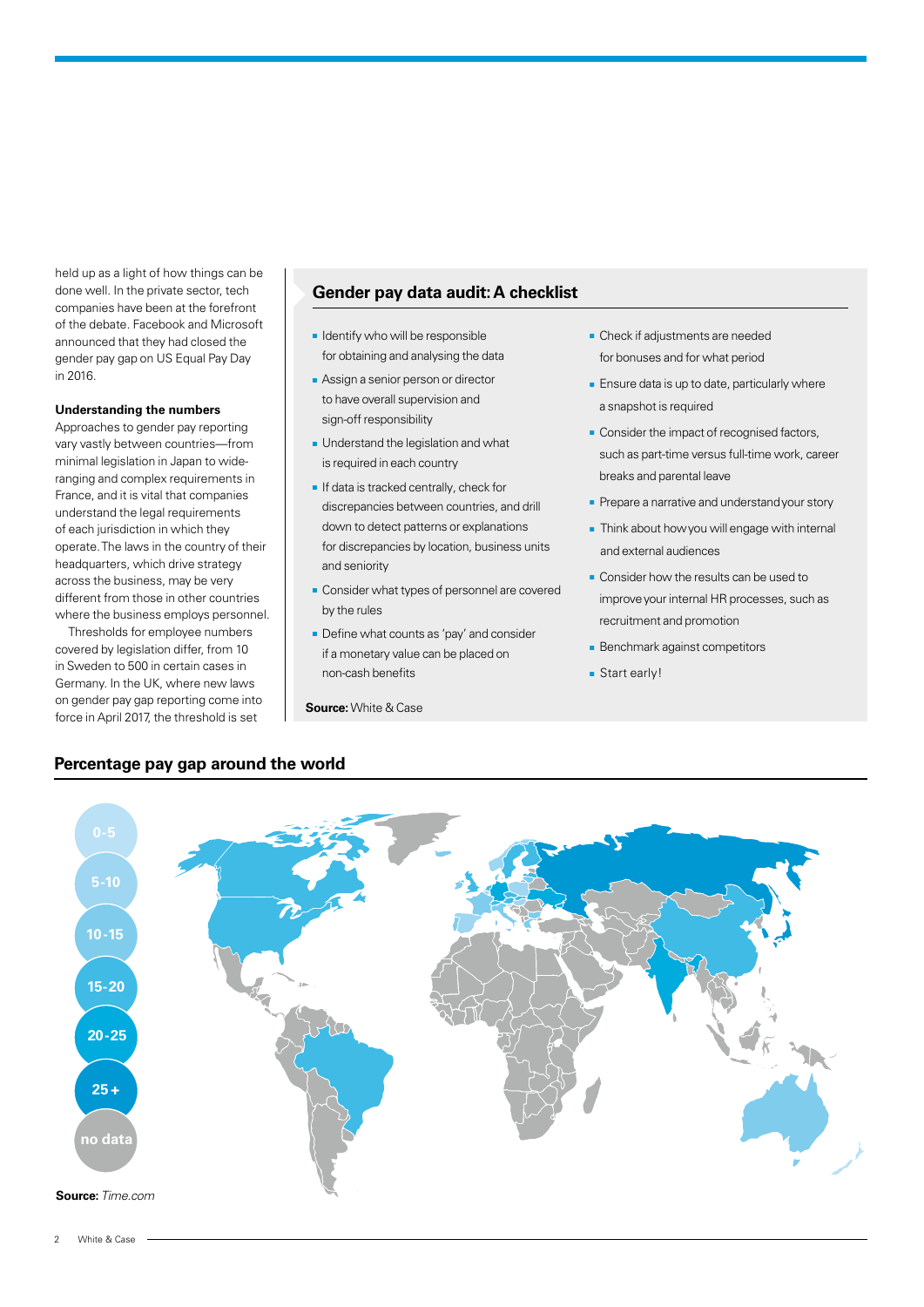held up as a light of how things can be done well. In the private sector, tech companies have been at the forefront of the debate. Facebook and Microsoft announced that they had closed the gender pay gap on US Equal Pay Day in 2016.

**Understanding the numbers**

Approaches to gender pay reporting vary vastly between countries—from minimal legislation in Japan to wide-ranging and complex requirements in France, and it is vital that companies understand the legal requirements of each jurisdiction in which they operate. The laws in the country of their headquarters, which drive strategy across the business, may be very different from those in other countries where the business employs personnel.

Thresholds for employee numbers covered by legislation differ, from 10 in Sweden to 500 in certain cases in Germany. In the UK, where new laws on gender pay gap reporting come into force in April 2017, the threshold is set

## Gender pay data audit: A checklist

- Identify who will be responsible for obtaining and analysing the data
- Assign a senior person or director to have overall supervision and sign-off responsibility
- Understand the legislation and what is required in each country
- If data is tracked centrally, check for discrepancies between countries, and drill down to detect patterns or explanations for discrepancies by location, business units and seniority
- Consider what types of personnel are covered by the rules
- Define what counts as 'pay' and consider if a monetary value can be placed on non-cash benefits
- Check if adjustments are needed for bonuses and for what period
- Ensure data is up to date, particularly where a snapshot is required
- Consider the impact of recognised factors, such as part-time versus full-time work, career breaks and parental leave
- Prepare a narrative and understand your story
- Think about how you will engage with internal and external audiences
- Consider how the results can be used to improve your internal HR processes, such as recruitment and promotion
- Benchmark against competitors
- Start early!

**Source:** White & Case

## Percentage pay gap around the world

0-5
5-10
10-15
15-20
20-25
25 +
no data

**Source:** *Time.com*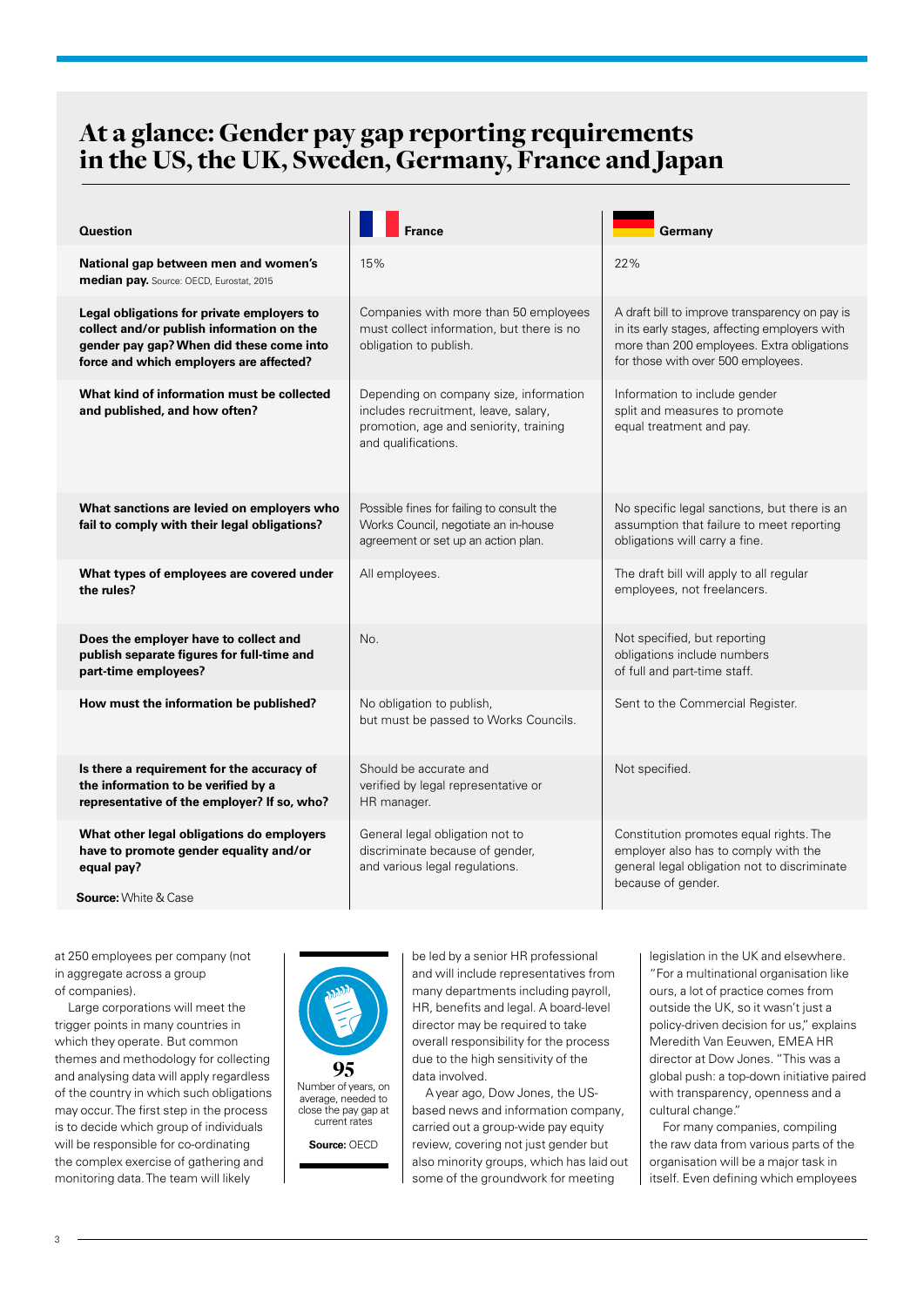# At a glance: Gender pay gap reporting requirements in the US, the UK, Sweden, Germany, France and Japan

| Question | France | Germany |
| --- | --- | --- |
| **National gap between men and women's median pay.** Source: OECD, Eurostat, 2015 | 15% | 22% |
| **Legal obligations for private employers to collect and/or publish information on the gender pay gap? When did these come into force and which employers are affected?** | Companies with more than 50 employees must collect information, but there is no obligation to publish. | A draft bill to improve transparency on pay is in its early stages, affecting employers with more than 200 employees. Extra obligations for those with over 500 employees. |
| **What kind of information must be collected and published, and how often?** | Depending on company size, information includes recruitment, leave, salary, promotion, age and seniority, training and qualifications. | Information to include gender split and measures to promote equal treatment and pay. |
| **What sanctions are levied on employers who fail to comply with their legal obligations?** | Possible fines for failing to consult the Works Council, negotiate an in-house agreement or set up an action plan. | No specific legal sanctions, but there is an assumption that failure to meet reporting obligations will carry a fine. |
| **What types of employees are covered under the rules?** | All employees. | The draft bill will apply to all regular employees, not freelancers. |
| **Does the employer have to collect and publish separate figures for full-time and part-time employees?** | No. | Not specified, but reporting obligations include numbers of full and part-time staff. |
| **How must the information be published?** | No obligation to publish, but must be passed to Works Councils. | Sent to the Commercial Register. |
| **Is there a requirement for the accuracy of the information to be verified by a representative of the employer? If so, who?** | Should be accurate and verified by legal representative or HR manager. | Not specified. |
| **What other legal obligations do employers have to promote gender equality and/or equal pay?** | General legal obligation not to discriminate because of gender, and various legal regulations. | Constitution promotes equal rights. The employer also has to comply with the general legal obligation not to discriminate because of gender. |

**Source:** White & Case

at 250 employees per company (not in aggregate across a group of companies).

Large corporations will meet the trigger points in many countries in which they operate. But common themes and methodology for collecting and analysing data will apply regardless of the country in which such obligations may occur. The first step in the process is to decide which group of individuals will be responsible for co-ordinating the complex exercise of gathering and monitoring data. The team will likely be led by a senior HR professional and will include representatives from many departments including payroll, HR, benefits and legal. A board-level director may be required to take overall responsibility for the process due to the high sensitivity of the data involved.

A year ago, Dow Jones, the US-based news and information company, carried out a group-wide pay equity review, covering not just gender but also minority groups, which has laid out some of the groundwork for meeting legislation in the UK and elsewhere. "For a multinational organisation like ours, a lot of practice comes from outside the UK, so it wasn't just a policy-driven decision for us," explains Meredith Van Eeuwen, EMEA HR director at Dow Jones. "This was a global push: a top-down initiative paired with transparency, openness and a cultural change."

For many companies, compiling the raw data from various parts of the organisation will be a major task in itself. Even defining which employees

**95**

Number of years, on average, needed to close the pay gap at current rates

**Source:** OECD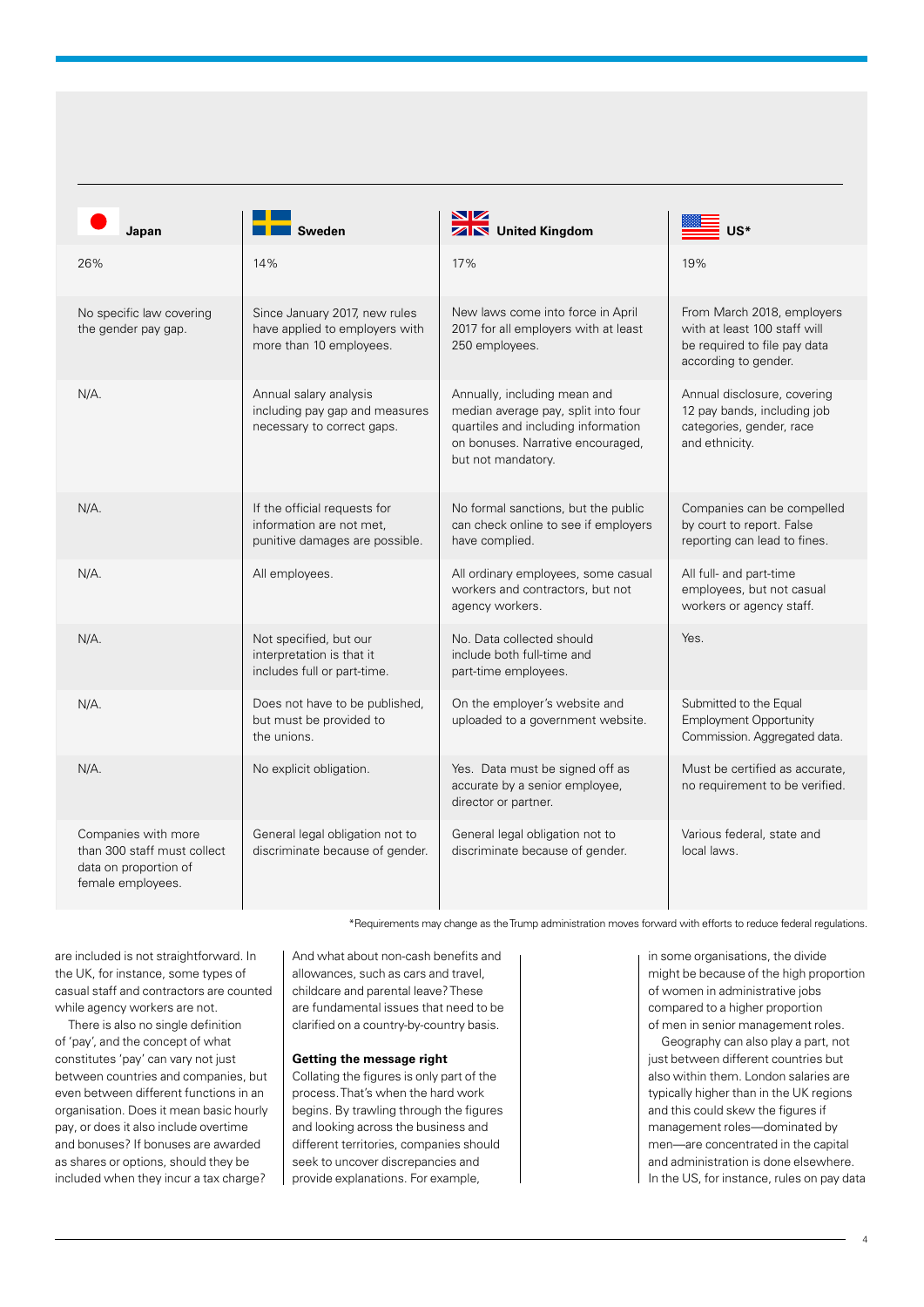| Japan | Sweden | United Kingdom | US* |
|---|---|---|---|
| 26% | 14% | 17% | 19% |
| No specific law covering the gender pay gap. | Since January 2017, new rules have applied to employers with more than 10 employees. | New laws come into force in April 2017 for all employers with at least 250 employees. | From March 2018, employers with at least 100 staff will be required to file pay data according to gender. |
| N/A. | Annual salary analysis including pay gap and measures necessary to correct gaps. | Annually, including mean and median average pay, split into four quartiles and including information on bonuses. Narrative encouraged, but not mandatory. | Annual disclosure, covering 12 pay bands, including job categories, gender, race and ethnicity. |
| N/A. | If the official requests for information are not met, punitive damages are possible. | No formal sanctions, but the public can check online to see if employers have complied. | Companies can be compelled by court to report. False reporting can lead to fines. |
| N/A. | All employees. | All ordinary employees, some casual workers and contractors, but not agency workers. | All full- and part-time employees, but not casual workers or agency staff. |
| N/A. | Not specified, but our interpretation is that it includes full or part-time. | No. Data collected should include both full-time and part-time employees. | Yes. |
| N/A. | Does not have to be published, but must be provided to the unions. | On the employer's website and uploaded to a government website. | Submitted to the Equal Employment Opportunity Commission. Aggregated data. |
| N/A. | No explicit obligation. | Yes. Data must be signed off as accurate by a senior employee, director or partner. | Must be certified as accurate, no requirement to be verified. |
| Companies with more than 300 staff must collect data on proportion of female employees. | General legal obligation not to discriminate because of gender. | General legal obligation not to discriminate because of gender. | Various federal, state and local laws. |

*Requirements may change as the Trump administration moves forward with efforts to reduce federal regulations.

are included is not straightforward. In the UK, for instance, some types of casual staff and contractors are counted while agency workers are not.

There is also no single definition of 'pay', and the concept of what constitutes 'pay' can vary not just between countries and companies, but even between different functions in an organisation. Does it mean basic hourly pay, or does it also include overtime and bonuses? If bonuses are awarded as shares or options, should they be included when they incur a tax charge? And what about non-cash benefits and allowances, such as cars and travel, childcare and parental leave? These are fundamental issues that need to be clarified on a country-by-country basis.

**Getting the message right**

Collating the figures is only part of the process. That's when the hard work begins. By trawling through the figures and looking across the business and different territories, companies should seek to uncover discrepancies and provide explanations. For example, in some organisations, the divide might be because of the high proportion of women in administrative jobs compared to a higher proportion of men in senior management roles.

Geography can also play a part, not just between different countries but also within them. London salaries are typically higher than in the UK regions and this could skew the figures if management roles—dominated by men—are concentrated in the capital and administration is done elsewhere. In the US, for instance, rules on pay data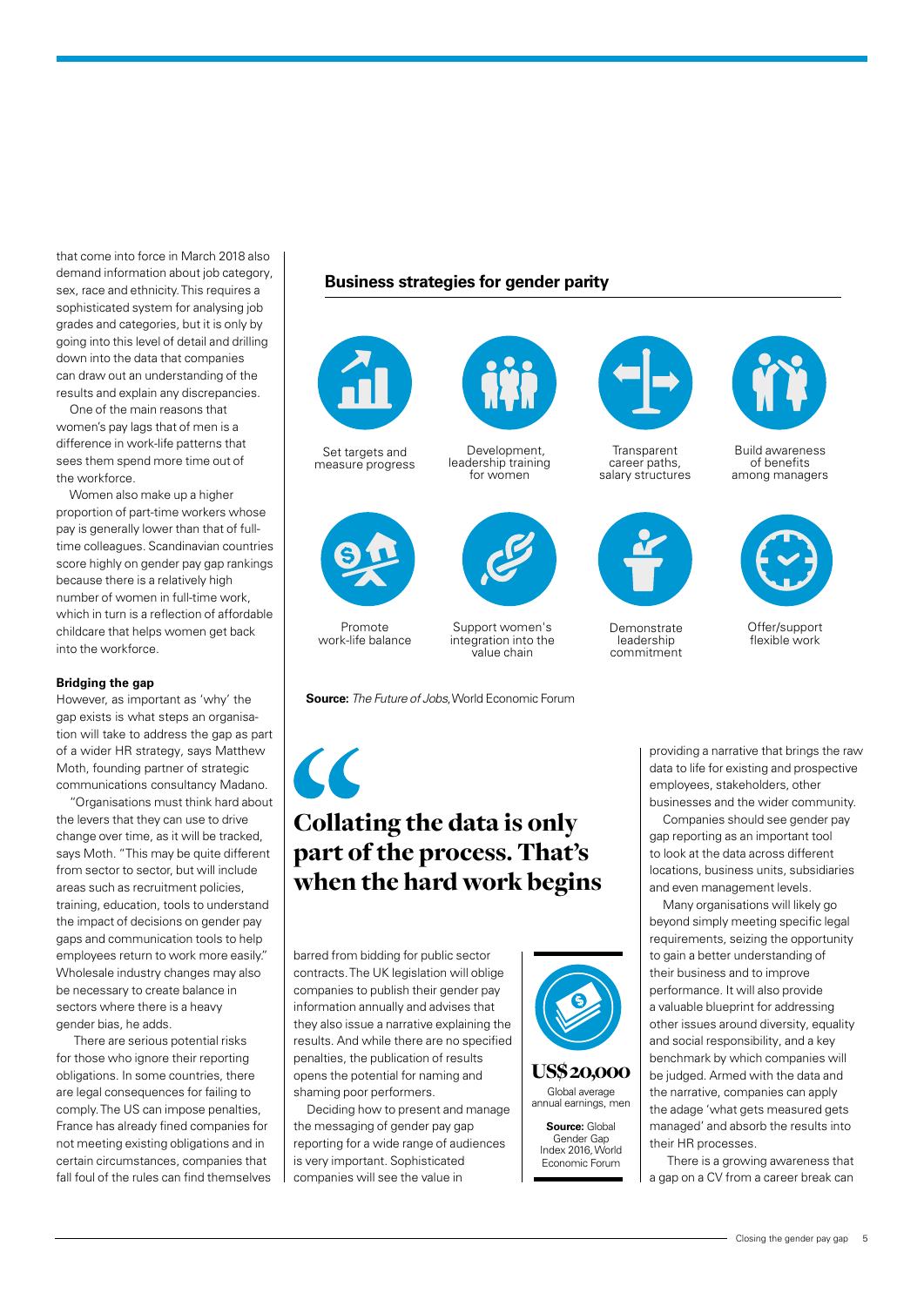that come into force in March 2018 also demand information about job category, sex, race and ethnicity. This requires a sophisticated system for analysing job grades and categories, but it is only by going into this level of detail and drilling down into the data that companies can draw out an understanding of the results and explain any discrepancies.

One of the main reasons that women's pay lags that of men is a difference in work-life patterns that sees them spend more time out of the workforce.

Women also make up a higher proportion of part-time workers whose pay is generally lower than that of full-time colleagues. Scandinavian countries score highly on gender pay gap rankings because there is a relatively high number of women in full-time work, which in turn is a reflection of affordable childcare that helps women get back into the workforce.

### Bridging the gap

However, as important as 'why' the gap exists is what steps an organisation will take to address the gap as part of a wider HR strategy, says Matthew Moth, founding partner of strategic communications consultancy Madano.

"Organisations must think hard about the levers that they can use to drive change over time, as it will be tracked," says Moth. "This may be quite different from sector to sector, but will include areas such as recruitment policies, training, education, tools to understand the impact of decisions on gender pay gaps and communication tools to help employees return to work more easily." Wholesale industry changes may also be necessary to create balance in sectors where there is a heavy gender bias, he adds.

There are serious potential risks for those who ignore their reporting obligations. In some countries, there are legal consequences for failing to comply. The US can impose penalties, France has already fined companies for not meeting existing obligations and in certain circumstances, companies that fall foul of the rules can find themselves barred from bidding for public sector contracts. The UK legislation will oblige companies to publish their gender pay information annually and advises that they also issue a narrative explaining the results. And while there are no specified penalties, the publication of results opens the potential for naming and shaming poor performers.

Deciding how to present and manage the messaging of gender pay gap reporting for a wide range of audiences is very important. Sophisticated companies will see the value in providing a narrative that brings the raw data to life for existing and prospective employees, stakeholders, other businesses and the wider community.

Companies should see gender pay gap reporting as an important tool to look at the data across different locations, business units, subsidiaries and even management levels.

Many organisations will likely go beyond simply meeting specific legal requirements, seizing the opportunity to gain a better understanding of their business and to improve performance. It will also provide a valuable blueprint for addressing other issues around diversity, equality and social responsibility, and a key benchmark by which companies will be judged. Armed with the data and the narrative, companies can apply the adage 'what gets measured gets managed' and absorb the results into their HR processes.

There is a growing awareness that a gap on a CV from a career break can

> **"Collating the data is only part of the process. That's when the hard work begins**

## Business strategies for gender parity

- Set targets and measure progress
- Development, leadership training for women
- Transparent career paths, salary structures
- Build awareness of benefits among managers
- Promote work-life balance
- Support women's integration into the value chain
- Demonstrate leadership commitment
- Offer/support flexible work

**Source:** *The Future of Jobs*, World Economic Forum

**US$20,000**

Global average annual earnings, men

**Source:** Global Gender Gap Index 2016, World Economic Forum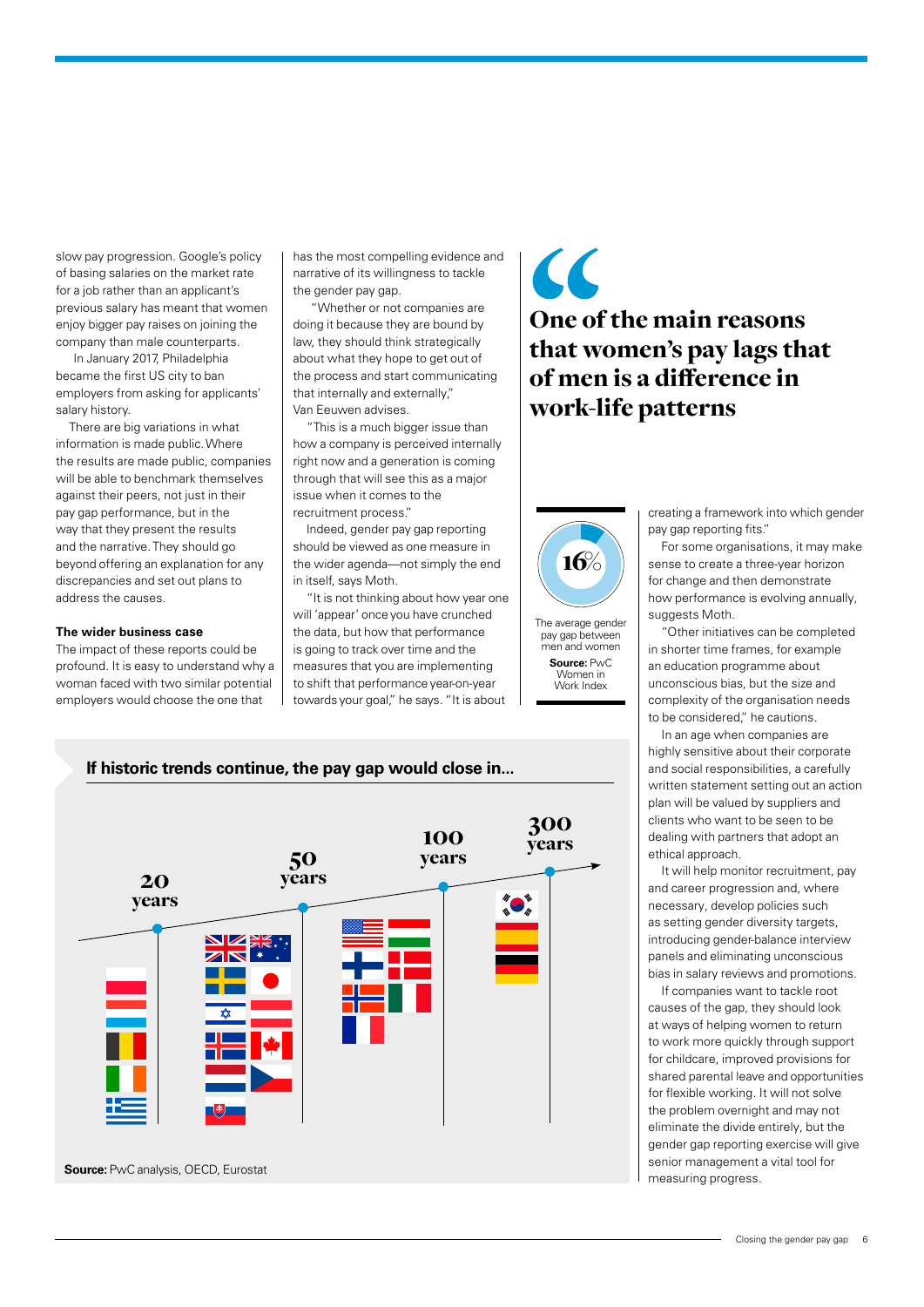slow pay progression. Google's policy of basing salaries on the market rate for a job rather than an applicant's previous salary has meant that women enjoy bigger pay raises on joining the company than male counterparts.

In January 2017, Philadelphia became the first US city to ban employers from asking for applicants' salary history.

There are big variations in what information is made public. Where the results are made public, companies will be able to benchmark themselves against their peers, not just in their pay gap performance, but in the way that they present the results and the narrative. They should go beyond offering an explanation for any discrepancies and set out plans to address the causes.

### The wider business case

The impact of these reports could be profound. It is easy to understand why a woman faced with two similar potential employers would choose the one that has the most compelling evidence and narrative of its willingness to tackle the gender pay gap.

"Whether or not companies are doing it because they are bound by law, they should think strategically about what they hope to get out of the process and start communicating that internally and externally," Van Eeuwen advises.

"This is a much bigger issue than how a company is perceived internally right now and a generation is coming through that will see this as a major issue when it comes to the recruitment process."

Indeed, gender pay gap reporting should be viewed as one measure in the wider agenda—not simply the end in itself, says Moth.

"It is not thinking about how year one will 'appear' once you have crunched the data, but how that performance is going to track over time and the measures that you are implementing to shift that performance year-on-year towards your goal," he says. "It is about creating a framework into which gender pay gap reporting fits."

> **One of the main reasons that women's pay lags that of men is a difference in work-life patterns**

**16%**

The average gender pay gap between men and women

**Source:** PwC Women in Work Index

For some organisations, it may make sense to create a three-year horizon for change and then demonstrate how performance is evolving annually, suggests Moth.

"Other initiatives can be completed in shorter time frames, for example an education programme about unconscious bias, but the size and complexity of the organisation needs to be considered," he cautions.

In an age when companies are highly sensitive about their corporate and social responsibilities, a carefully written statement setting out an action plan will be valued by suppliers and clients who want to be seen to be dealing with partners that adopt an ethical approach.

It will help monitor recruitment, pay and career progression and, where necessary, develop policies such as setting gender diversity targets, introducing gender-balance interview panels and eliminating unconscious bias in salary reviews and promotions.

If companies want to tackle root causes of the gap, they should look at ways of helping women to return to work more quickly through support for childcare, improved provisions for shared parental leave and opportunities for flexible working. It will not solve the problem overnight and may not eliminate the divide entirely, but the gender gap reporting exercise will give senior management a vital tool for measuring progress.

**If historic trends continue, the pay gap would close in...**

20 years | 50 years | 100 years | 300 years

**Source:** PwC analysis, OECD, Eurostat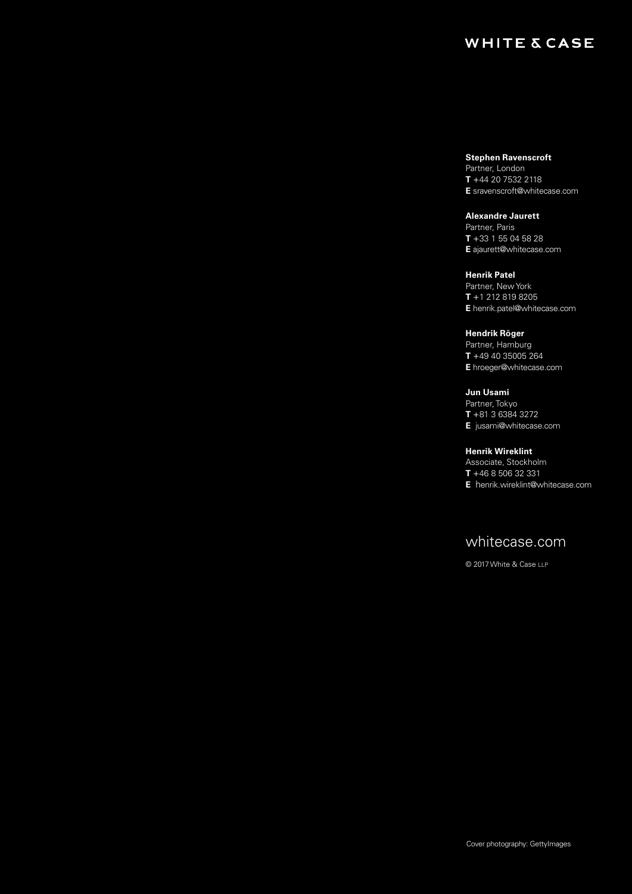WHITE & CASE

**Stephen Ravenscroft**
Partner, London
**T** +44 20 7532 2118
**E** sravenscroft@whitecase.com

**Alexandre Jaurett**
Partner, Paris
**T** +33 1 55 04 58 28
**E** ajaurett@whitecase.com

**Henrik Patel**
Partner, New York
**T** +1 212 819 8205
**E** henrik.patel@whitecase.com

**Hendrik Röger**
Partner, Hamburg
**T** +49 40 35005 264
**E** hroeger@whitecase.com

**Jun Usami**
Partner, Tokyo
**T** +81 3 6384 3272
**E** jusami@whitecase.com

**Henrik Wireklint**
Associate, Stockholm
**T** +46 8 506 32 331
**E** henrik.wireklint@whitecase.com

whitecase.com

© 2017 White & Case LLP

Cover photography: GettyImages